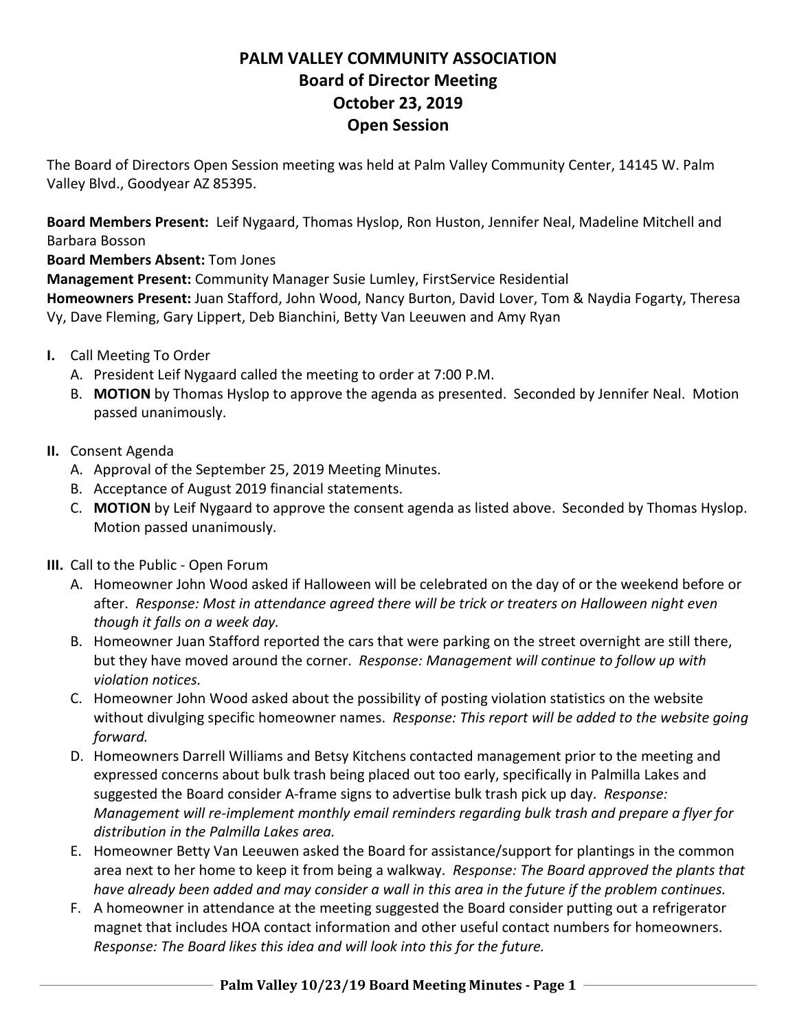# PALM VALLEY COMMUNITY ASSOCIATION
## Board of Director Meeting
## October 23, 2019
## Open Session

The Board of Directors Open Session meeting was held at Palm Valley Community Center, 14145 W. Palm Valley Blvd., Goodyear AZ 85395.

**Board Members Present:** Leif Nygaard, Thomas Hyslop, Ron Huston, Jennifer Neal, Madeline Mitchell and Barbara Bosson
**Board Members Absent:** Tom Jones
**Management Present:** Community Manager Susie Lumley, FirstService Residential
**Homeowners Present:** Juan Stafford, John Wood, Nancy Burton, David Lover, Tom & Naydia Fogarty, Theresa Vy, Dave Fleming, Gary Lippert, Deb Bianchini, Betty Van Leeuwen and Amy Ryan

**I.** Call Meeting To Order
   A. President Leif Nygaard called the meeting to order at 7:00 P.M.
   B. **MOTION** by Thomas Hyslop to approve the agenda as presented. Seconded by Jennifer Neal. Motion passed unanimously.

**II.** Consent Agenda
   A. Approval of the September 25, 2019 Meeting Minutes.
   B. Acceptance of August 2019 financial statements.
   C. **MOTION** by Leif Nygaard to approve the consent agenda as listed above. Seconded by Thomas Hyslop. Motion passed unanimously.

**III.** Call to the Public - Open Forum
   A. Homeowner John Wood asked if Halloween will be celebrated on the day of or the weekend before or after. *Response: Most in attendance agreed there will be trick or treaters on Halloween night even though it falls on a week day.*
   B. Homeowner Juan Stafford reported the cars that were parking on the street overnight are still there, but they have moved around the corner. *Response: Management will continue to follow up with violation notices.*
   C. Homeowner John Wood asked about the possibility of posting violation statistics on the website without divulging specific homeowner names. *Response: This report will be added to the website going forward.*
   D. Homeowners Darrell Williams and Betsy Kitchens contacted management prior to the meeting and expressed concerns about bulk trash being placed out too early, specifically in Palmilla Lakes and suggested the Board consider A-frame signs to advertise bulk trash pick up day. *Response: Management will re-implement monthly email reminders regarding bulk trash and prepare a flyer for distribution in the Palmilla Lakes area.*
   E. Homeowner Betty Van Leeuwen asked the Board for assistance/support for plantings in the common area next to her home to keep it from being a walkway. *Response: The Board approved the plants that have already been added and may consider a wall in this area in the future if the problem continues.*
   F. A homeowner in attendance at the meeting suggested the Board consider putting out a refrigerator magnet that includes HOA contact information and other useful contact numbers for homeowners. *Response: The Board likes this idea and will look into this for the future.*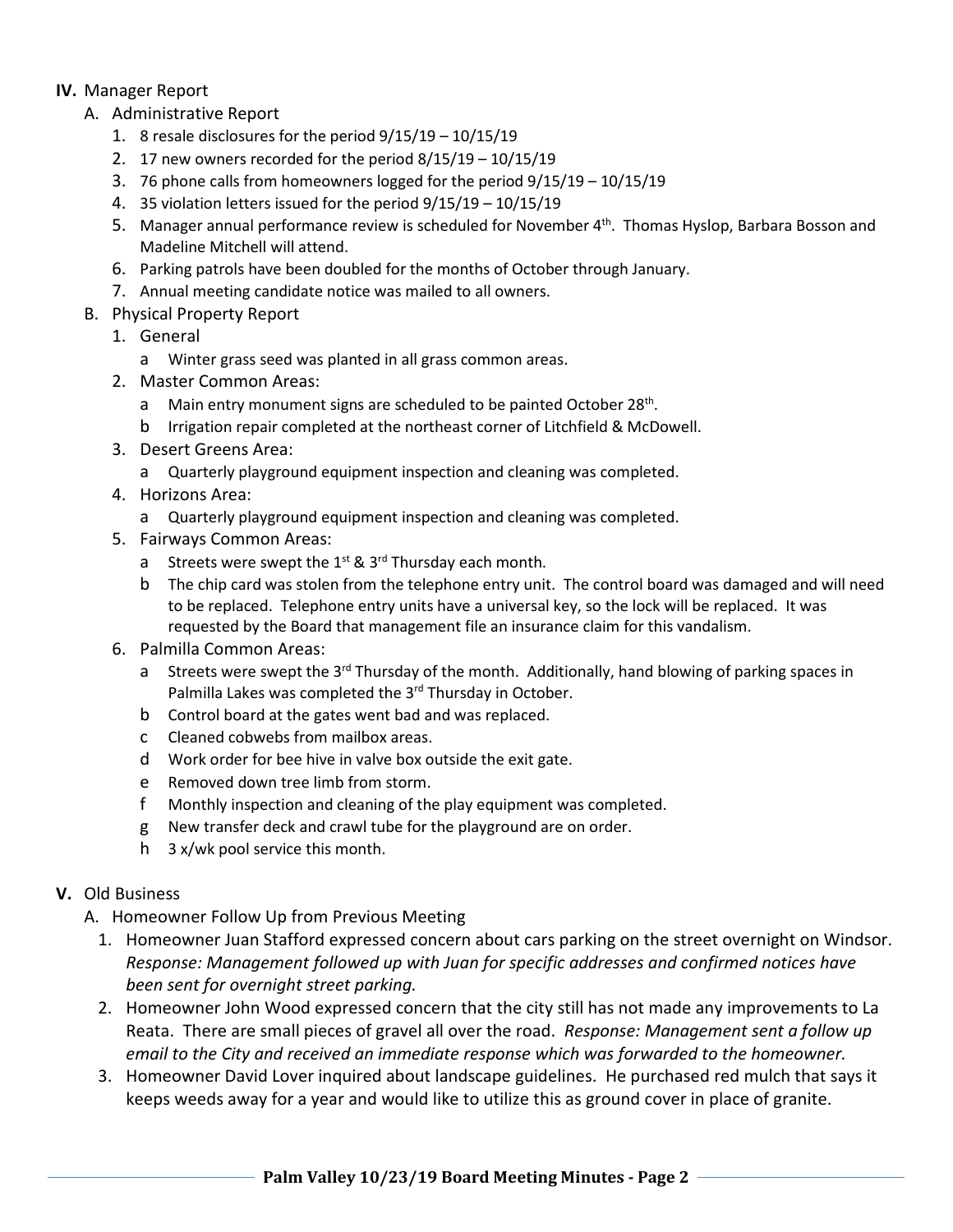**IV.** Manager Report

A. Administrative Report

1. 8 resale disclosures for the period 9/15/19 – 10/15/19
2. 17 new owners recorded for the period 8/15/19 – 10/15/19
3. 76 phone calls from homeowners logged for the period 9/15/19 – 10/15/19
4. 35 violation letters issued for the period 9/15/19 – 10/15/19
5. Manager annual performance review is scheduled for November 4th. Thomas Hyslop, Barbara Bosson and Madeline Mitchell will attend.
6. Parking patrols have been doubled for the months of October through January.
7. Annual meeting candidate notice was mailed to all owners.

B. Physical Property Report

1. General
   a. Winter grass seed was planted in all grass common areas.
2. Master Common Areas:
   a. Main entry monument signs are scheduled to be painted October 28th.
   b. Irrigation repair completed at the northeast corner of Litchfield & McDowell.
3. Desert Greens Area:
   a. Quarterly playground equipment inspection and cleaning was completed.
4. Horizons Area:
   a. Quarterly playground equipment inspection and cleaning was completed.
5. Fairways Common Areas:
   a. Streets were swept the 1st & 3rd Thursday each month.
   b. The chip card was stolen from the telephone entry unit. The control board was damaged and will need to be replaced. Telephone entry units have a universal key, so the lock will be replaced. It was requested by the Board that management file an insurance claim for this vandalism.
6. Palmilla Common Areas:
   a. Streets were swept the 3rd Thursday of the month. Additionally, hand blowing of parking spaces in Palmilla Lakes was completed the 3rd Thursday in October.
   b. Control board at the gates went bad and was replaced.
   c. Cleaned cobwebs from mailbox areas.
   d. Work order for bee hive in valve box outside the exit gate.
   e. Removed down tree limb from storm.
   f. Monthly inspection and cleaning of the play equipment was completed.
   g. New transfer deck and crawl tube for the playground are on order.
   h. 3 x/wk pool service this month.

**V.** Old Business

A. Homeowner Follow Up from Previous Meeting

1. Homeowner Juan Stafford expressed concern about cars parking on the street overnight on Windsor. *Response: Management followed up with Juan for specific addresses and confirmed notices have been sent for overnight street parking.*
2. Homeowner John Wood expressed concern that the city still has not made any improvements to La Reata. There are small pieces of gravel all over the road. *Response: Management sent a follow up email to the City and received an immediate response which was forwarded to the homeowner.*
3. Homeowner David Lover inquired about landscape guidelines. He purchased red mulch that says it keeps weeds away for a year and would like to utilize this as ground cover in place of granite.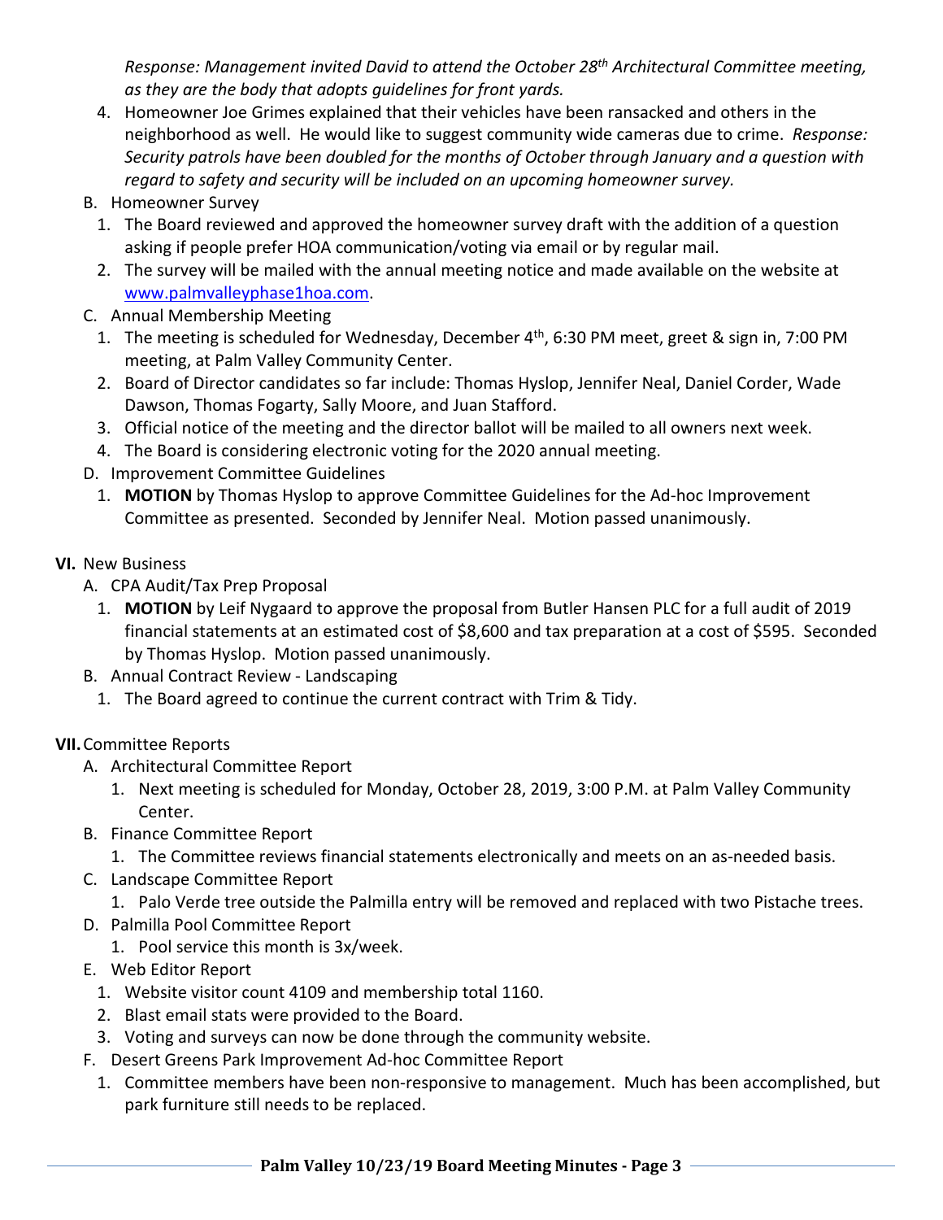*Response: Management invited David to attend the October 28th Architectural Committee meeting, as they are the body that adopts guidelines for front yards.*

4. Homeowner Joe Grimes explained that their vehicles have been ransacked and others in the neighborhood as well. He would like to suggest community wide cameras due to crime. *Response: Security patrols have been doubled for the months of October through January and a question with regard to safety and security will be included on an upcoming homeowner survey.*

B. Homeowner Survey

1. The Board reviewed and approved the homeowner survey draft with the addition of a question asking if people prefer HOA communication/voting via email or by regular mail.
2. The survey will be mailed with the annual meeting notice and made available on the website at www.palmvalleyphase1hoa.com.

C. Annual Membership Meeting

1. The meeting is scheduled for Wednesday, December 4th, 6:30 PM meet, greet & sign in, 7:00 PM meeting, at Palm Valley Community Center.
2. Board of Director candidates so far include: Thomas Hyslop, Jennifer Neal, Daniel Corder, Wade Dawson, Thomas Fogarty, Sally Moore, and Juan Stafford.
3. Official notice of the meeting and the director ballot will be mailed to all owners next week.
4. The Board is considering electronic voting for the 2020 annual meeting.

D. Improvement Committee Guidelines

1. **MOTION** by Thomas Hyslop to approve Committee Guidelines for the Ad-hoc Improvement Committee as presented. Seconded by Jennifer Neal. Motion passed unanimously.

**VI.** New Business

A. CPA Audit/Tax Prep Proposal

1. **MOTION** by Leif Nygaard to approve the proposal from Butler Hansen PLC for a full audit of 2019 financial statements at an estimated cost of $8,600 and tax preparation at a cost of $595. Seconded by Thomas Hyslop. Motion passed unanimously.

B. Annual Contract Review - Landscaping

1. The Board agreed to continue the current contract with Trim & Tidy.

**VII.** Committee Reports

A. Architectural Committee Report

1. Next meeting is scheduled for Monday, October 28, 2019, 3:00 P.M. at Palm Valley Community Center.

B. Finance Committee Report

1. The Committee reviews financial statements electronically and meets on an as-needed basis.

C. Landscape Committee Report

1. Palo Verde tree outside the Palmilla entry will be removed and replaced with two Pistache trees.

D. Palmilla Pool Committee Report

1. Pool service this month is 3x/week.

E. Web Editor Report

1. Website visitor count 4109 and membership total 1160.
2. Blast email stats were provided to the Board.
3. Voting and surveys can now be done through the community website.

F. Desert Greens Park Improvement Ad-hoc Committee Report

1. Committee members have been non-responsive to management. Much has been accomplished, but park furniture still needs to be replaced.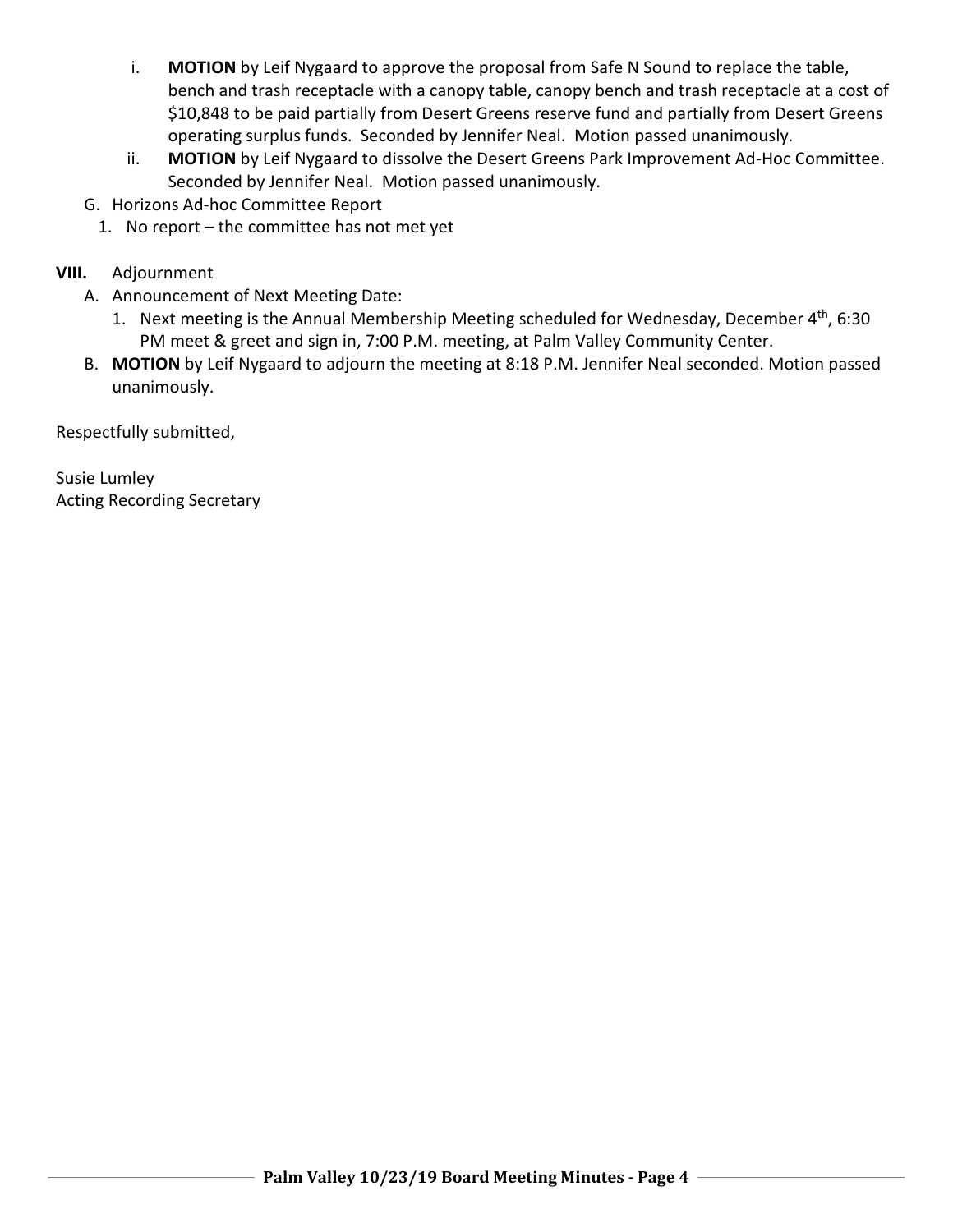i. **MOTION** by Leif Nygaard to approve the proposal from Safe N Sound to replace the table, bench and trash receptacle with a canopy table, canopy bench and trash receptacle at a cost of $10,848 to be paid partially from Desert Greens reserve fund and partially from Desert Greens operating surplus funds. Seconded by Jennifer Neal. Motion passed unanimously.

ii. **MOTION** by Leif Nygaard to dissolve the Desert Greens Park Improvement Ad-Hoc Committee. Seconded by Jennifer Neal. Motion passed unanimously.

G. Horizons Ad-hoc Committee Report

1. No report – the committee has not met yet

**VIII.** Adjournment

A. Announcement of Next Meeting Date:

1. Next meeting is the Annual Membership Meeting scheduled for Wednesday, December 4th, 6:30 PM meet & greet and sign in, 7:00 P.M. meeting, at Palm Valley Community Center.

B. **MOTION** by Leif Nygaard to adjourn the meeting at 8:18 P.M. Jennifer Neal seconded. Motion passed unanimously.

Respectfully submitted,

Susie Lumley
Acting Recording Secretary